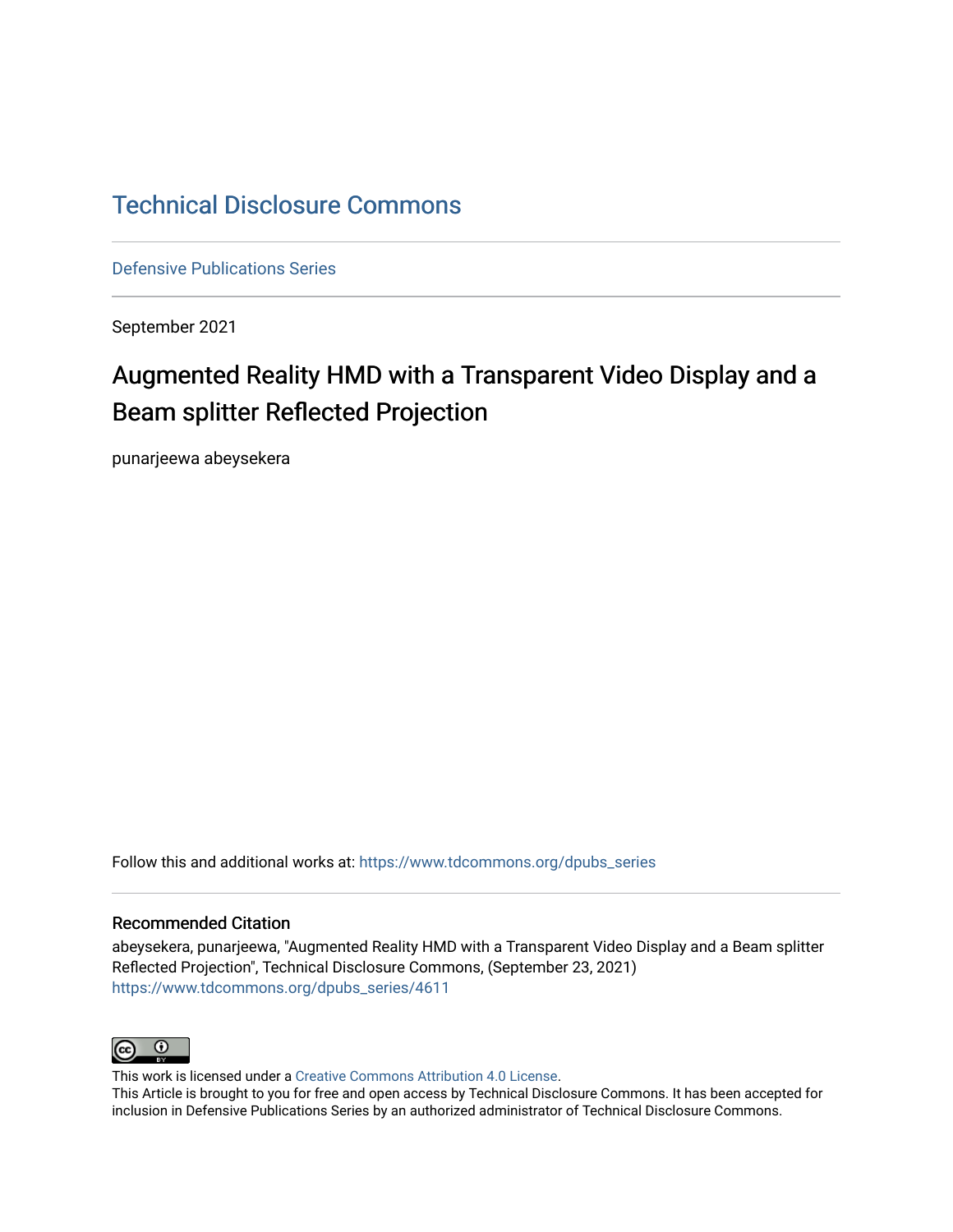# Technical Disclosure Commons

Defensive Publications Series

September 2021

## Augmented Reality HMD with a Transparent Video Display and a Beam splitter Reflected Projection

punarjeewa abeysekera

Follow this and additional works at: https://www.tdcommons.org/dpubs_series

### Recommended Citation

abeysekera, punarjeewa, "Augmented Reality HMD with a Transparent Video Display and a Beam splitter Reflected Projection", Technical Disclosure Commons, (September 23, 2021)
https://www.tdcommons.org/dpubs_series/4611

This work is licensed under a Creative Commons Attribution 4.0 License.
This Article is brought to you for free and open access by Technical Disclosure Commons. It has been accepted for inclusion in Defensive Publications Series by an authorized administrator of Technical Disclosure Commons.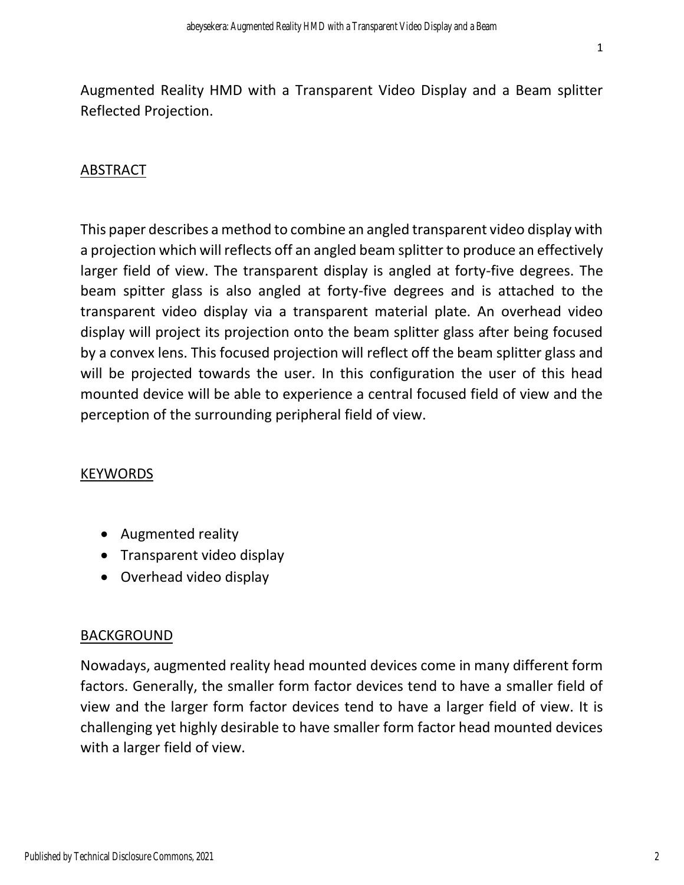Augmented Reality HMD with a Transparent Video Display and a Beam splitter Reflected Projection.

## ABSTRACT

This paper describes a method to combine an angled transparent video display with a projection which will reflects off an angled beam splitter to produce an effectively larger field of view. The transparent display is angled at forty-five degrees. The beam spitter glass is also angled at forty-five degrees and is attached to the transparent video display via a transparent material plate. An overhead video display will project its projection onto the beam splitter glass after being focused by a convex lens. This focused projection will reflect off the beam splitter glass and will be projected towards the user. In this configuration the user of this head mounted device will be able to experience a central focused field of view and the perception of the surrounding peripheral field of view.

## KEYWORDS

- Augmented reality
- Transparent video display
- Overhead video display

## BACKGROUND

Nowadays, augmented reality head mounted devices come in many different form factors. Generally, the smaller form factor devices tend to have a smaller field of view and the larger form factor devices tend to have a larger field of view. It is challenging yet highly desirable to have smaller form factor head mounted devices with a larger field of view.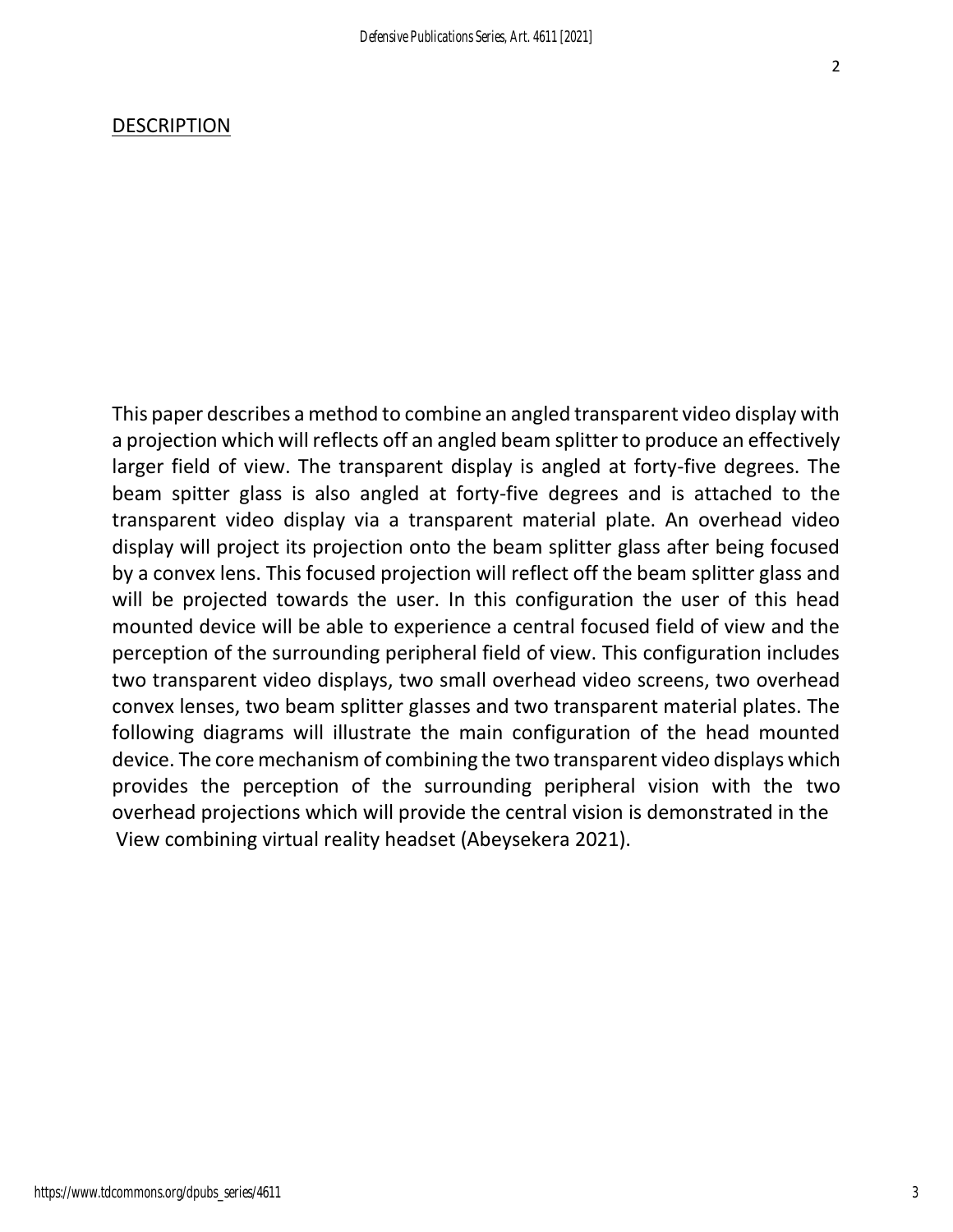## DESCRIPTION

This paper describes a method to combine an angled transparent video display with a projection which will reflects off an angled beam splitter to produce an effectively larger field of view. The transparent display is angled at forty-five degrees. The beam spitter glass is also angled at forty-five degrees and is attached to the transparent video display via a transparent material plate. An overhead video display will project its projection onto the beam splitter glass after being focused by a convex lens. This focused projection will reflect off the beam splitter glass and will be projected towards the user. In this configuration the user of this head mounted device will be able to experience a central focused field of view and the perception of the surrounding peripheral field of view. This configuration includes two transparent video displays, two small overhead video screens, two overhead convex lenses, two beam splitter glasses and two transparent material plates. The following diagrams will illustrate the main configuration of the head mounted device. The core mechanism of combining the two transparent video displays which provides the perception of the surrounding peripheral vision with the two overhead projections which will provide the central vision is demonstrated in the View combining virtual reality headset (Abeysekera 2021).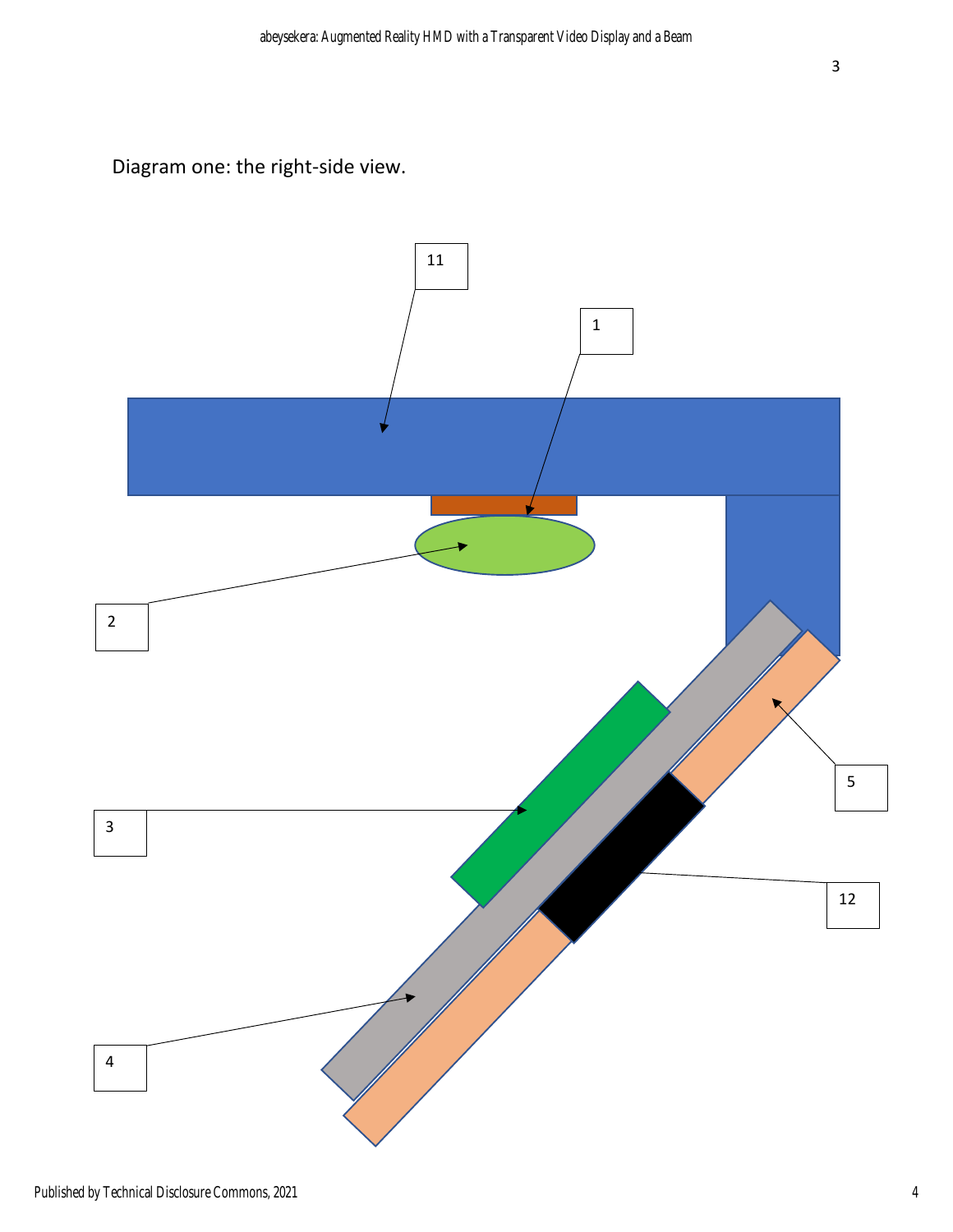Diagram one: the right-side view.

11

1

2

3

4

5

12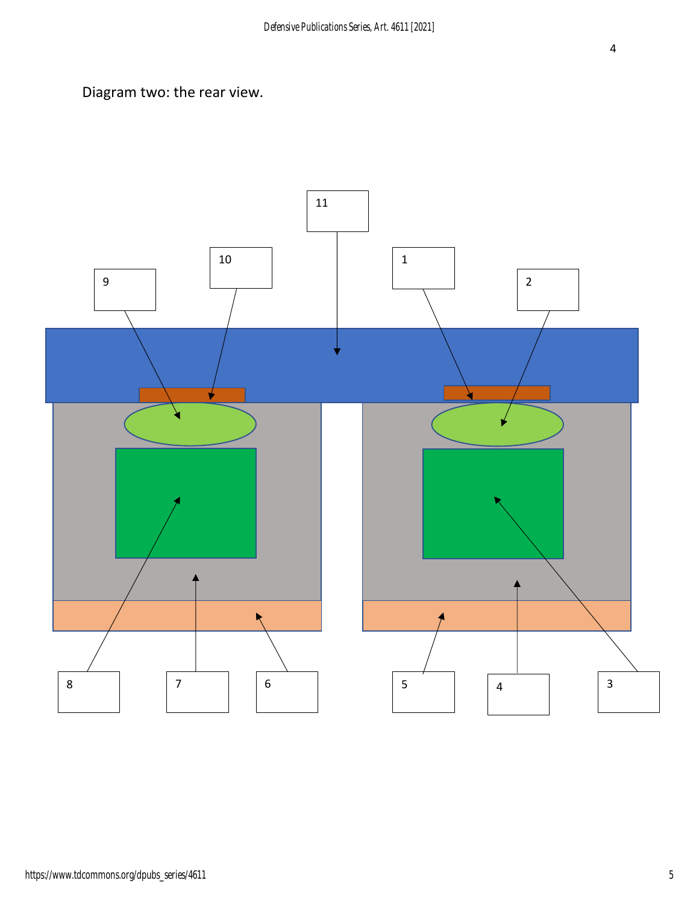Diagram two: the rear view.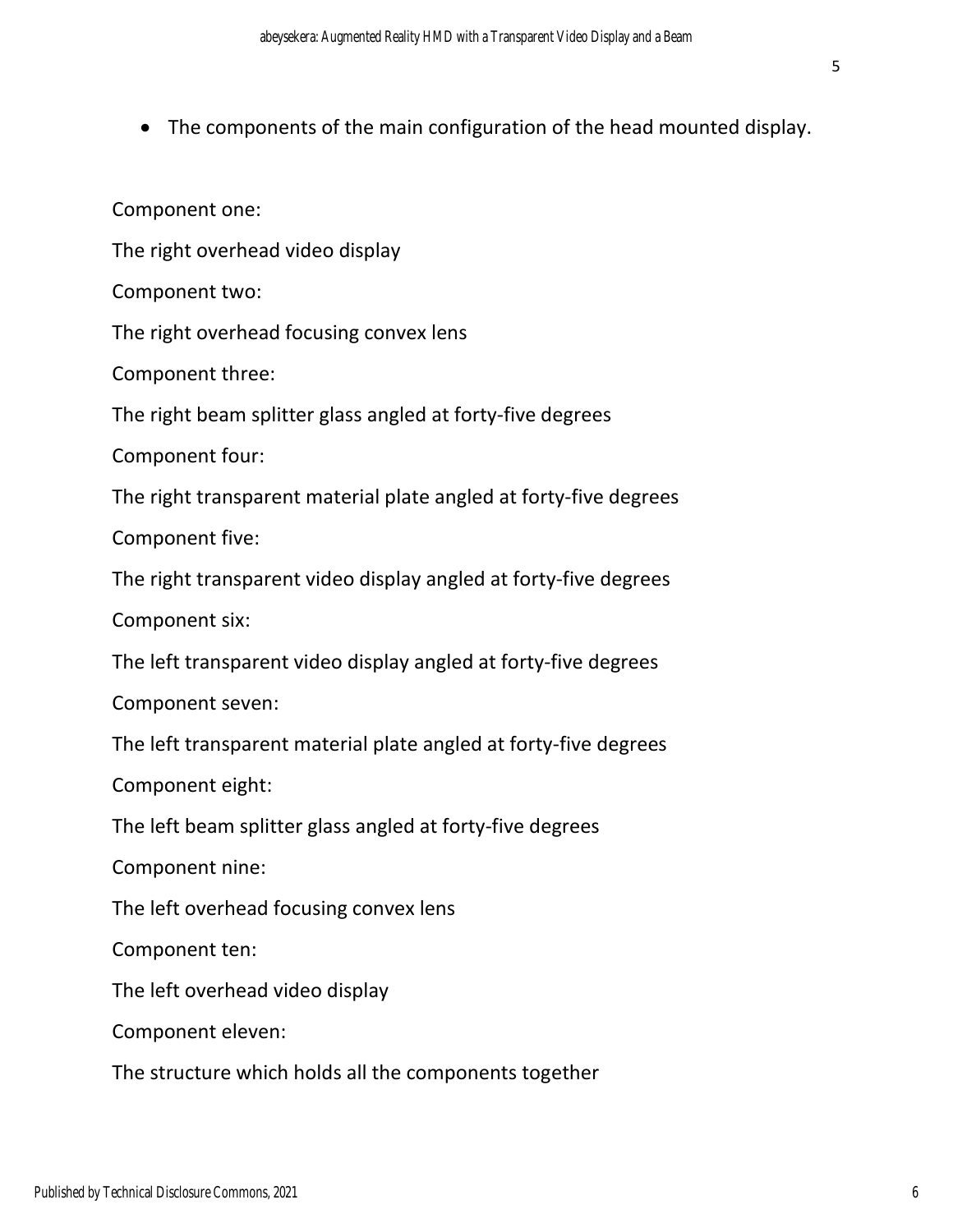- The components of the main configuration of the head mounted display.

Component one:

The right overhead video display

Component two:

The right overhead focusing convex lens

Component three:

The right beam splitter glass angled at forty-five degrees

Component four:

The right transparent material plate angled at forty-five degrees

Component five:

The right transparent video display angled at forty-five degrees

Component six:

The left transparent video display angled at forty-five degrees

Component seven:

The left transparent material plate angled at forty-five degrees

Component eight:

The left beam splitter glass angled at forty-five degrees

Component nine:

The left overhead focusing convex lens

Component ten:

The left overhead video display

Component eleven:

The structure which holds all the components together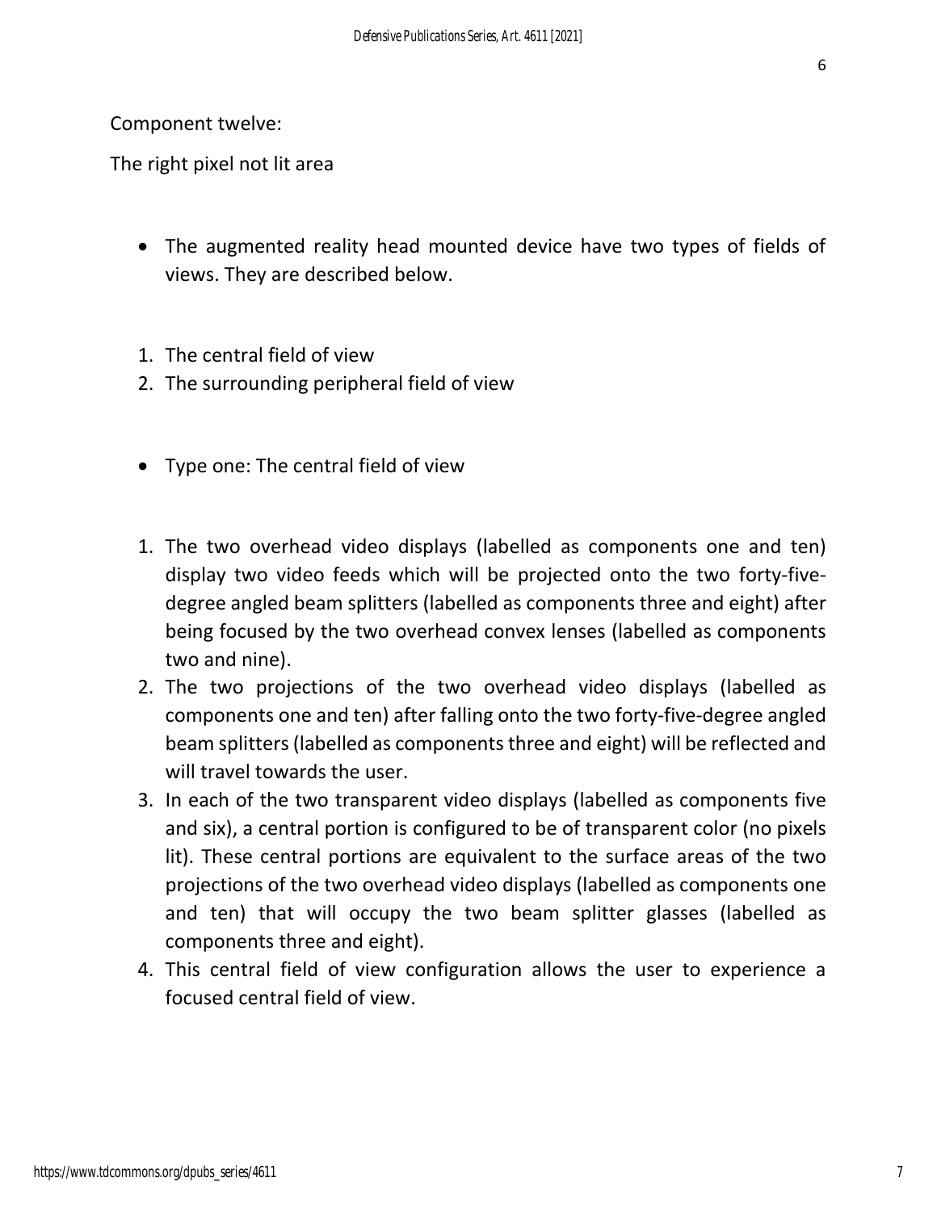Component twelve:

The right pixel not lit area

- The augmented reality head mounted device have two types of fields of views. They are described below.

1. The central field of view
2. The surrounding peripheral field of view

- Type one: The central field of view

1. The two overhead video displays (labelled as components one and ten) display two video feeds which will be projected onto the two forty-five-degree angled beam splitters (labelled as components three and eight) after being focused by the two overhead convex lenses (labelled as components two and nine).
2. The two projections of the two overhead video displays (labelled as components one and ten) after falling onto the two forty-five-degree angled beam splitters (labelled as components three and eight) will be reflected and will travel towards the user.
3. In each of the two transparent video displays (labelled as components five and six), a central portion is configured to be of transparent color (no pixels lit). These central portions are equivalent to the surface areas of the two projections of the two overhead video displays (labelled as components one and ten) that will occupy the two beam splitter glasses (labelled as components three and eight).
4. This central field of view configuration allows the user to experience a focused central field of view.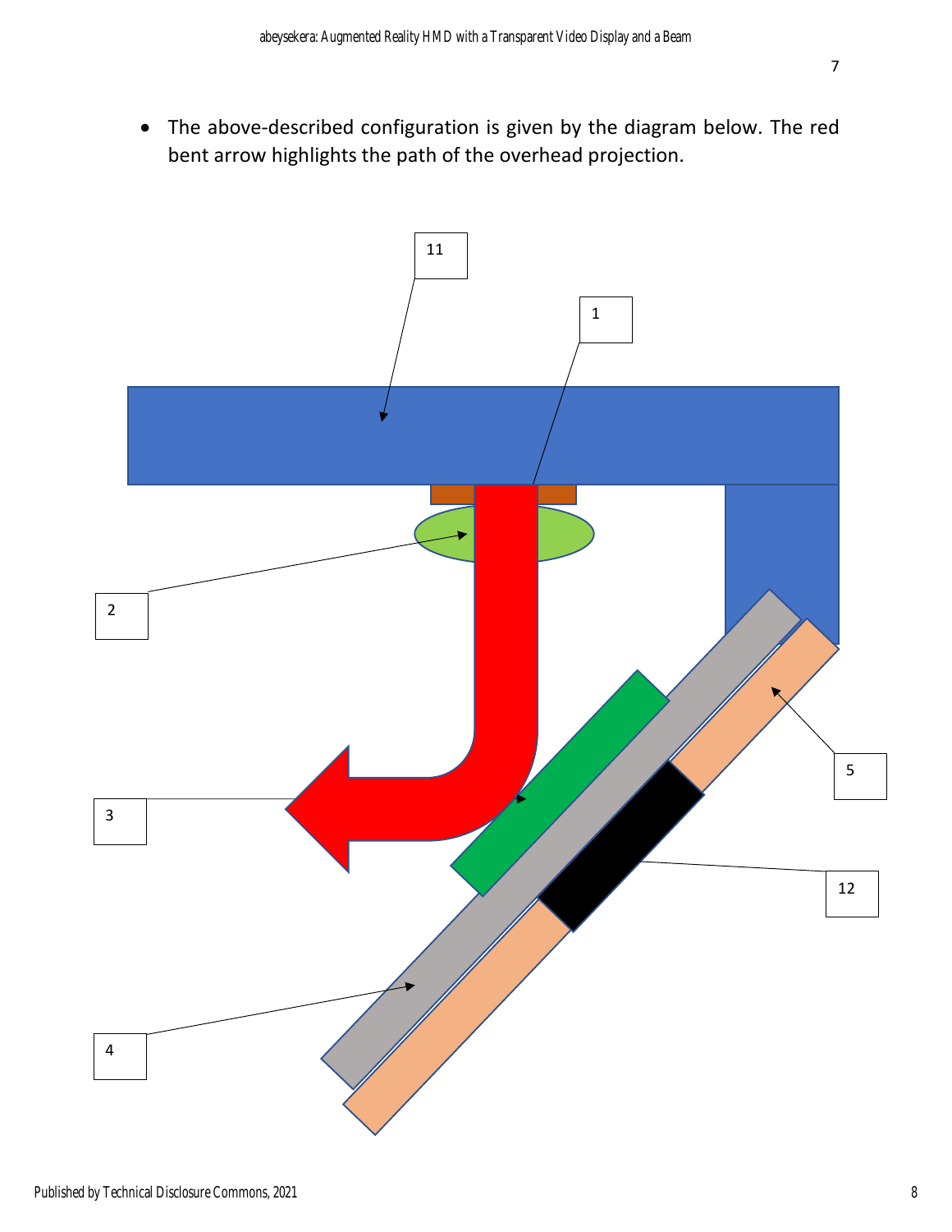- The above-described configuration is given by the diagram below. The red bent arrow highlights the path of the overhead projection.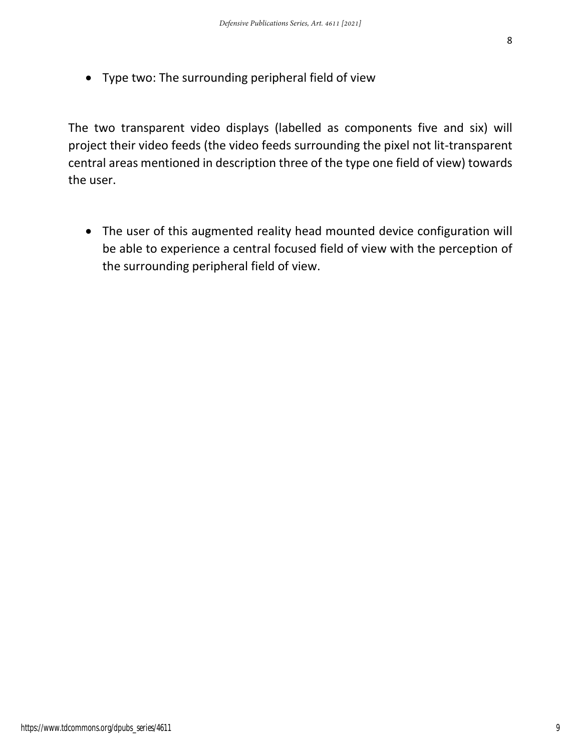- Type two: The surrounding peripheral field of view

The two transparent video displays (labelled as components five and six) will project their video feeds (the video feeds surrounding the pixel not lit-transparent central areas mentioned in description three of the type one field of view) towards the user.

- The user of this augmented reality head mounted device configuration will be able to experience a central focused field of view with the perception of the surrounding peripheral field of view.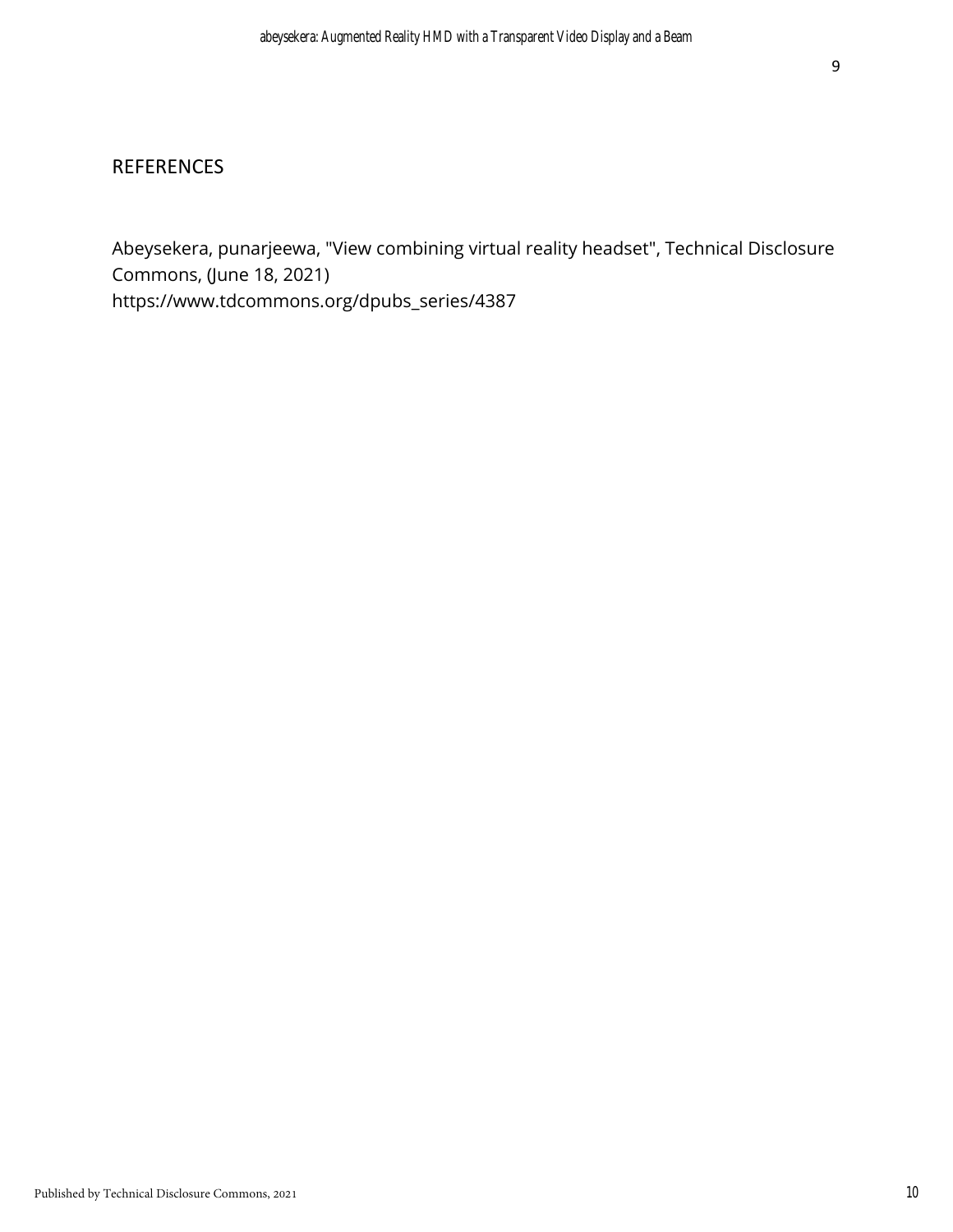## REFERENCES

Abeysekera, punarjeewa, "View combining virtual reality headset", Technical Disclosure Commons, (June 18, 2021) https://www.tdcommons.org/dpubs_series/4387